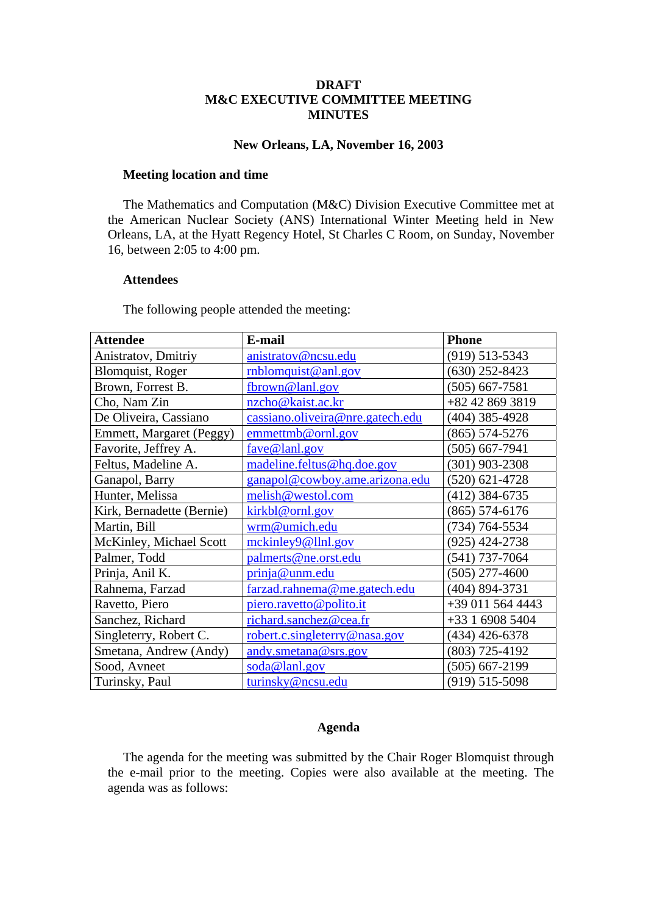# DRAFT
# M&C EXECUTIVE COMMITTEE MEETING
# MINUTES

### New Orleans, LA, November 16, 2003

**Meeting location and time**

The Mathematics and Computation (M&C) Division Executive Committee met at the American Nuclear Society (ANS) International Winter Meeting held in New Orleans, LA, at the Hyatt Regency Hotel, St Charles C Room, on Sunday, November 16, between 2:05 to 4:00 pm.

**Attendees**

The following people attended the meeting:

| Attendee | E-mail | Phone |
|---|---|---|
| Anistratov, Dmitriy | anistratov@ncsu.edu | (919) 513-5343 |
| Blomquist, Roger | rnblomquist@anl.gov | (630) 252-8423 |
| Brown, Forrest B. | fbrown@lanl.gov | (505) 667-7581 |
| Cho, Nam Zin | nzcho@kaist.ac.kr | +82 42 869 3819 |
| De Oliveira, Cassiano | cassiano.oliveira@nre.gatech.edu | (404) 385-4928 |
| Emmett, Margaret (Peggy) | emmettmb@ornl.gov | (865) 574-5276 |
| Favorite, Jeffrey A. | fave@lanl.gov | (505) 667-7941 |
| Feltus, Madeline A. | madeline.feltus@hq.doe.gov | (301) 903-2308 |
| Ganapol, Barry | ganapol@cowboy.ame.arizona.edu | (520) 621-4728 |
| Hunter, Melissa | melish@westol.com | (412) 384-6735 |
| Kirk, Bernadette (Bernie) | kirkbl@ornl.gov | (865) 574-6176 |
| Martin, Bill | wrm@umich.edu | (734) 764-5534 |
| McKinley, Michael Scott | mckinley9@llnl.gov | (925) 424-2738 |
| Palmer, Todd | palmerts@ne.orst.edu | (541) 737-7064 |
| Prinja, Anil K. | prinja@unm.edu | (505) 277-4600 |
| Rahnema, Farzad | farzad.rahnema@me.gatech.edu | (404) 894-3731 |
| Ravetto, Piero | piero.ravetto@polito.it | +39 011 564 4443 |
| Sanchez, Richard | richard.sanchez@cea.fr | +33 1 6908 5404 |
| Singleterry, Robert C. | robert.c.singleterry@nasa.gov | (434) 426-6378 |
| Smetana, Andrew (Andy) | andy.smetana@srs.gov | (803) 725-4192 |
| Sood, Avneet | soda@lanl.gov | (505) 667-2199 |
| Turinsky, Paul | turinsky@ncsu.edu | (919) 515-5098 |

### Agenda

The agenda for the meeting was submitted by the Chair Roger Blomquist through the e-mail prior to the meeting. Copies were also available at the meeting. The agenda was as follows: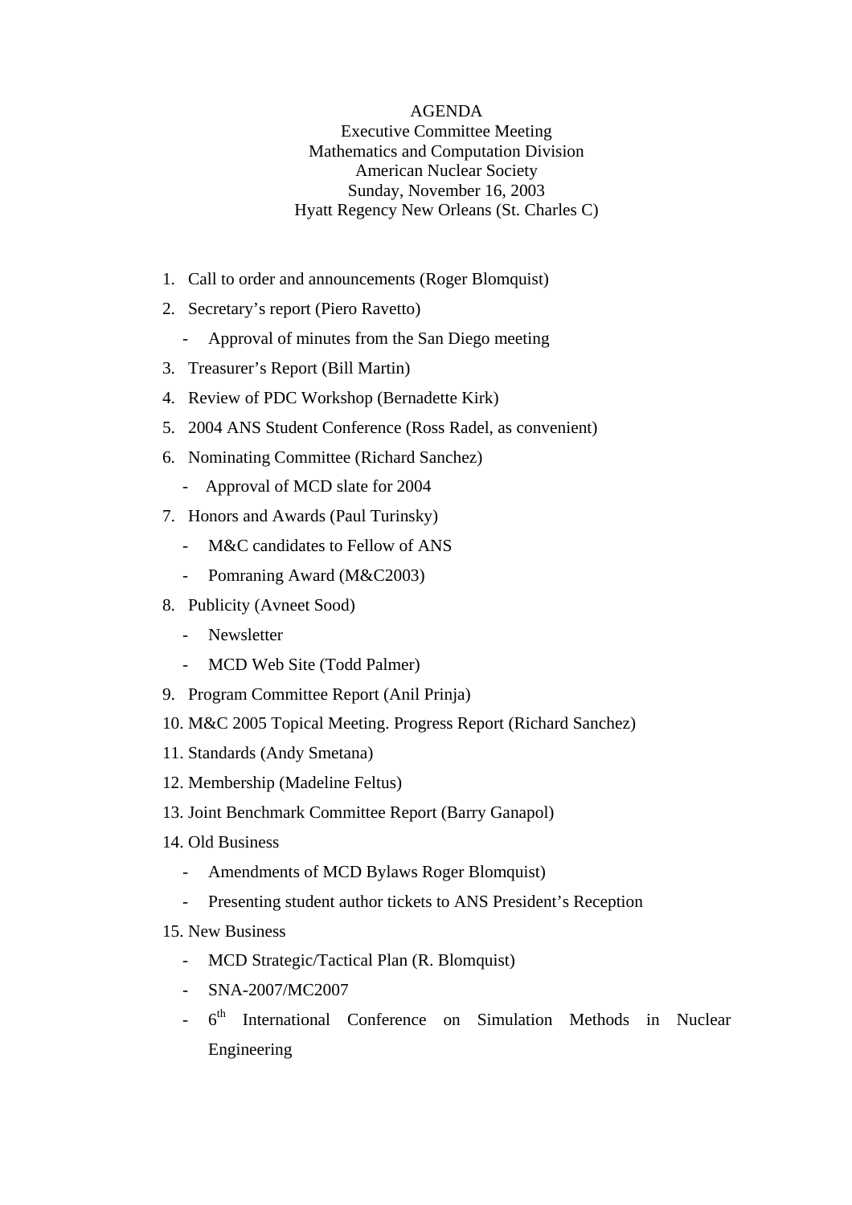# AGENDA

Executive Committee Meeting
Mathematics and Computation Division
American Nuclear Society
Sunday, November 16, 2003
Hyatt Regency New Orleans (St. Charles C)

1. Call to order and announcements (Roger Blomquist)
2. Secretary's report (Piero Ravetto)
   - Approval of minutes from the San Diego meeting
3. Treasurer's Report (Bill Martin)
4. Review of PDC Workshop (Bernadette Kirk)
5. 2004 ANS Student Conference (Ross Radel, as convenient)
6. Nominating Committee (Richard Sanchez)
   - Approval of MCD slate for 2004
7. Honors and Awards (Paul Turinsky)
   - M&C candidates to Fellow of ANS
   - Pomraning Award (M&C2003)
8. Publicity (Avneet Sood)
   - Newsletter
   - MCD Web Site (Todd Palmer)
9. Program Committee Report (Anil Prinja)
10. M&C 2005 Topical Meeting. Progress Report (Richard Sanchez)
11. Standards (Andy Smetana)
12. Membership (Madeline Feltus)
13. Joint Benchmark Committee Report (Barry Ganapol)
14. Old Business
    - Amendments of MCD Bylaws Roger Blomquist)
    - Presenting student author tickets to ANS President's Reception
15. New Business
    - MCD Strategic/Tactical Plan (R. Blomquist)
    - SNA-2007/MC2007
    - 6th International Conference on Simulation Methods in Nuclear Engineering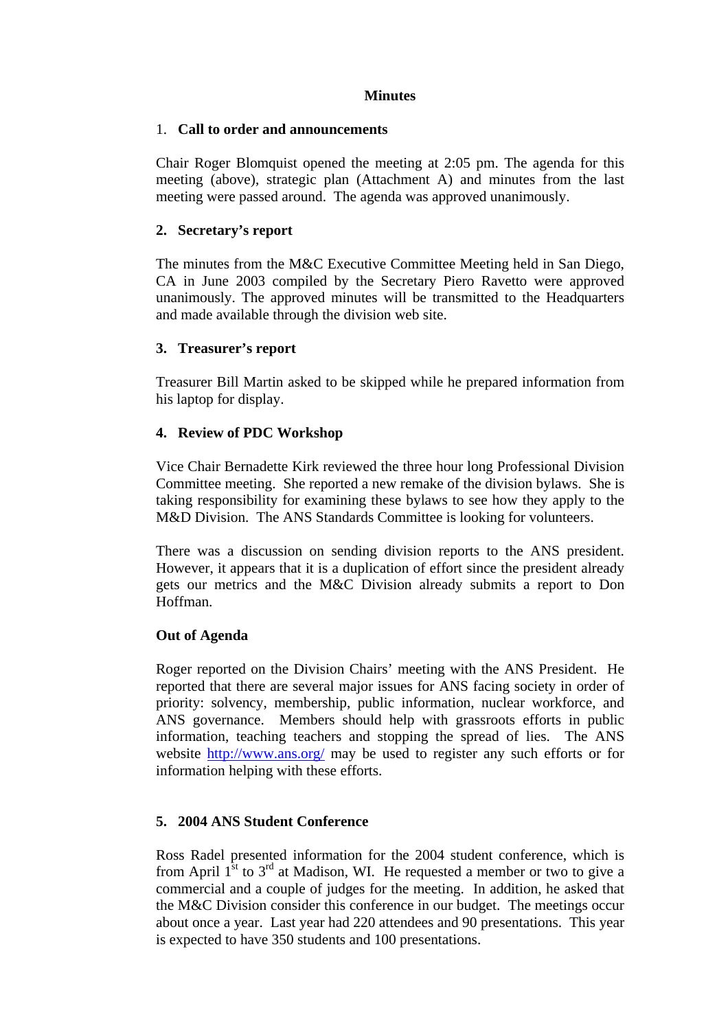**Minutes**

1. **Call to order and announcements**

Chair Roger Blomquist opened the meeting at 2:05 pm. The agenda for this meeting (above), strategic plan (Attachment A) and minutes from the last meeting were passed around. The agenda was approved unanimously.

2. **Secretary's report**

The minutes from the M&C Executive Committee Meeting held in San Diego, CA in June 2003 compiled by the Secretary Piero Ravetto were approved unanimously. The approved minutes will be transmitted to the Headquarters and made available through the division web site.

3. **Treasurer's report**

Treasurer Bill Martin asked to be skipped while he prepared information from his laptop for display.

4. **Review of PDC Workshop**

Vice Chair Bernadette Kirk reviewed the three hour long Professional Division Committee meeting. She reported a new remake of the division bylaws. She is taking responsibility for examining these bylaws to see how they apply to the M&D Division. The ANS Standards Committee is looking for volunteers.

There was a discussion on sending division reports to the ANS president. However, it appears that it is a duplication of effort since the president already gets our metrics and the M&C Division already submits a report to Don Hoffman.

**Out of Agenda**

Roger reported on the Division Chairs' meeting with the ANS President. He reported that there are several major issues for ANS facing society in order of priority: solvency, membership, public information, nuclear workforce, and ANS governance. Members should help with grassroots efforts in public information, teaching teachers and stopping the spread of lies. The ANS website http://www.ans.org/ may be used to register any such efforts or for information helping with these efforts.

5. **2004 ANS Student Conference**

Ross Radel presented information for the 2004 student conference, which is from April 1st to 3rd at Madison, WI. He requested a member or two to give a commercial and a couple of judges for the meeting. In addition, he asked that the M&C Division consider this conference in our budget. The meetings occur about once a year. Last year had 220 attendees and 90 presentations. This year is expected to have 350 students and 100 presentations.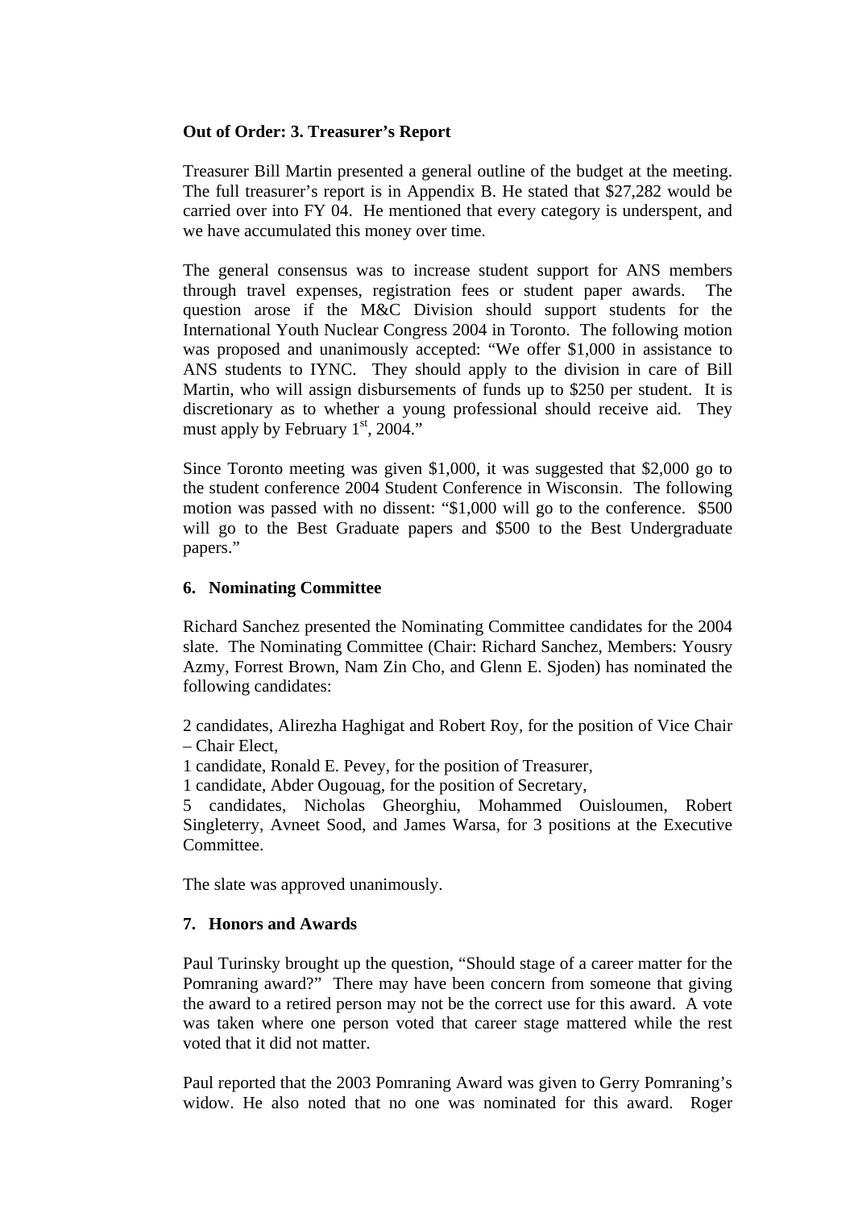**Out of Order: 3. Treasurer's Report**

Treasurer Bill Martin presented a general outline of the budget at the meeting. The full treasurer's report is in Appendix B. He stated that $27,282 would be carried over into FY 04. He mentioned that every category is underspent, and we have accumulated this money over time.

The general consensus was to increase student support for ANS members through travel expenses, registration fees or student paper awards. The question arose if the M&C Division should support students for the International Youth Nuclear Congress 2004 in Toronto. The following motion was proposed and unanimously accepted: "We offer $1,000 in assistance to ANS students to IYNC. They should apply to the division in care of Bill Martin, who will assign disbursements of funds up to $250 per student. It is discretionary as to whether a young professional should receive aid. They must apply by February 1st, 2004."

Since Toronto meeting was given $1,000, it was suggested that $2,000 go to the student conference 2004 Student Conference in Wisconsin. The following motion was passed with no dissent: "$1,000 will go to the conference. $500 will go to the Best Graduate papers and $500 to the Best Undergraduate papers."

**6. Nominating Committee**

Richard Sanchez presented the Nominating Committee candidates for the 2004 slate. The Nominating Committee (Chair: Richard Sanchez, Members: Yousry Azmy, Forrest Brown, Nam Zin Cho, and Glenn E. Sjoden) has nominated the following candidates:

2 candidates, Alirezha Haghigat and Robert Roy, for the position of Vice Chair – Chair Elect,
1 candidate, Ronald E. Pevey, for the position of Treasurer,
1 candidate, Abder Ougouag, for the position of Secretary,
5 candidates, Nicholas Gheorghiu, Mohammed Ouisloumen, Robert Singleterry, Avneet Sood, and James Warsa, for 3 positions at the Executive Committee.

The slate was approved unanimously.

**7. Honors and Awards**

Paul Turinsky brought up the question, "Should stage of a career matter for the Pomraning award?" There may have been concern from someone that giving the award to a retired person may not be the correct use for this award. A vote was taken where one person voted that career stage mattered while the rest voted that it did not matter.

Paul reported that the 2003 Pomraning Award was given to Gerry Pomraning's widow. He also noted that no one was nominated for this award. Roger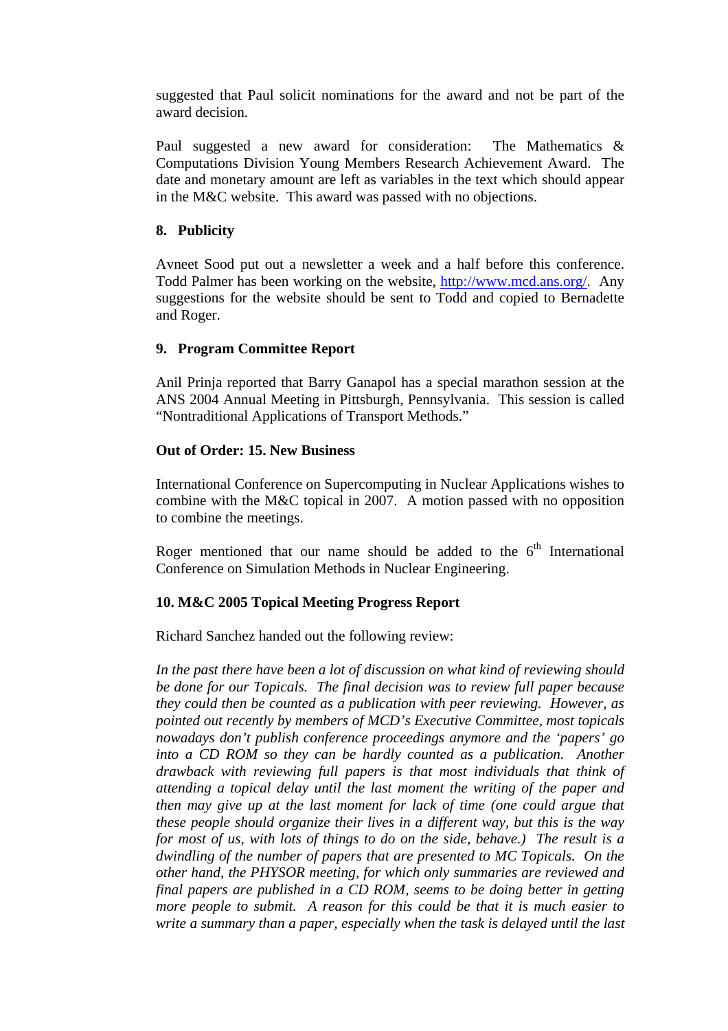suggested that Paul solicit nominations for the award and not be part of the award decision.

Paul suggested a new award for consideration: The Mathematics & Computations Division Young Members Research Achievement Award. The date and monetary amount are left as variables in the text which should appear in the M&C website. This award was passed with no objections.

### 8. Publicity

Avneet Sood put out a newsletter a week and a half before this conference. Todd Palmer has been working on the website, http://www.mcd.ans.org/. Any suggestions for the website should be sent to Todd and copied to Bernadette and Roger.

### 9. Program Committee Report

Anil Prinja reported that Barry Ganapol has a special marathon session at the ANS 2004 Annual Meeting in Pittsburgh, Pennsylvania. This session is called "Nontraditional Applications of Transport Methods."

### Out of Order: 15. New Business

International Conference on Supercomputing in Nuclear Applications wishes to combine with the M&C topical in 2007. A motion passed with no opposition to combine the meetings.

Roger mentioned that our name should be added to the 6th International Conference on Simulation Methods in Nuclear Engineering.

### 10. M&C 2005 Topical Meeting Progress Report

Richard Sanchez handed out the following review:

*In the past there have been a lot of discussion on what kind of reviewing should be done for our Topicals. The final decision was to review full paper because they could then be counted as a publication with peer reviewing. However, as pointed out recently by members of MCD's Executive Committee, most topicals nowadays don't publish conference proceedings anymore and the 'papers' go into a CD ROM so they can be hardly counted as a publication. Another drawback with reviewing full papers is that most individuals that think of attending a topical delay until the last moment the writing of the paper and then may give up at the last moment for lack of time (one could argue that these people should organize their lives in a different way, but this is the way for most of us, with lots of things to do on the side, behave.) The result is a dwindling of the number of papers that are presented to MC Topicals. On the other hand, the PHYSOR meeting, for which only summaries are reviewed and final papers are published in a CD ROM, seems to be doing better in getting more people to submit. A reason for this could be that it is much easier to write a summary than a paper, especially when the task is delayed until the last*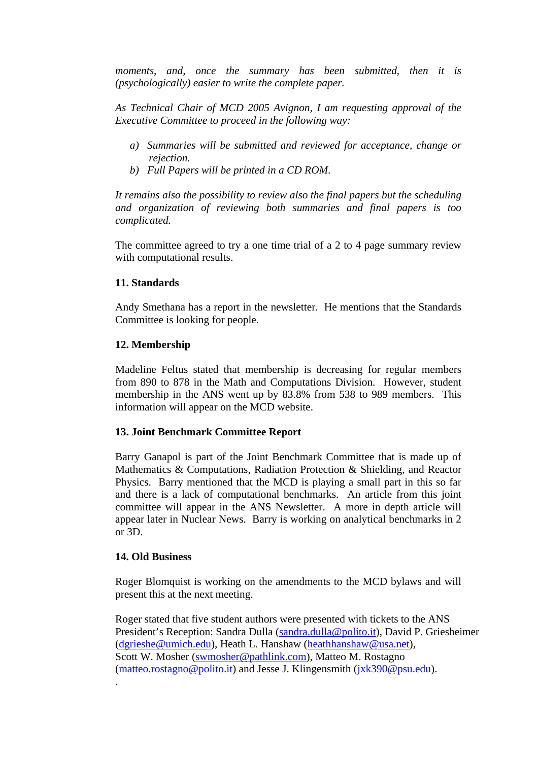*moments, and, once the summary has been submitted, then it is (psychologically) easier to write the complete paper.*

*As Technical Chair of MCD 2005 Avignon, I am requesting approval of the Executive Committee to proceed in the following way:*

- *a) Summaries will be submitted and reviewed for acceptance, change or rejection.*
- *b) Full Papers will be printed in a CD ROM.*

*It remains also the possibility to review also the final papers but the scheduling and organization of reviewing both summaries and final papers is too complicated.*

The committee agreed to try a one time trial of a 2 to 4 page summary review with computational results.

**11. Standards**

Andy Smethana has a report in the newsletter. He mentions that the Standards Committee is looking for people.

**12. Membership**

Madeline Feltus stated that membership is decreasing for regular members from 890 to 878 in the Math and Computations Division. However, student membership in the ANS went up by 83.8% from 538 to 989 members. This information will appear on the MCD website.

**13. Joint Benchmark Committee Report**

Barry Ganapol is part of the Joint Benchmark Committee that is made up of Mathematics & Computations, Radiation Protection & Shielding, and Reactor Physics. Barry mentioned that the MCD is playing a small part in this so far and there is a lack of computational benchmarks. An article from this joint committee will appear in the ANS Newsletter. A more in depth article will appear later in Nuclear News. Barry is working on analytical benchmarks in 2 or 3D.

**14. Old Business**

Roger Blomquist is working on the amendments to the MCD bylaws and will present this at the next meeting.

Roger stated that five student authors were presented with tickets to the ANS President's Reception: Sandra Dulla (sandra.dulla@polito.it), David P. Griesheimer (dgrieshe@umich.edu), Heath L. Hanshaw (heathhanshaw@usa.net), Scott W. Mosher (swmosher@pathlink.com), Matteo M. Rostagno (matteo.rostagno@polito.it) and Jesse J. Klingensmith (jxk390@psu.edu).

.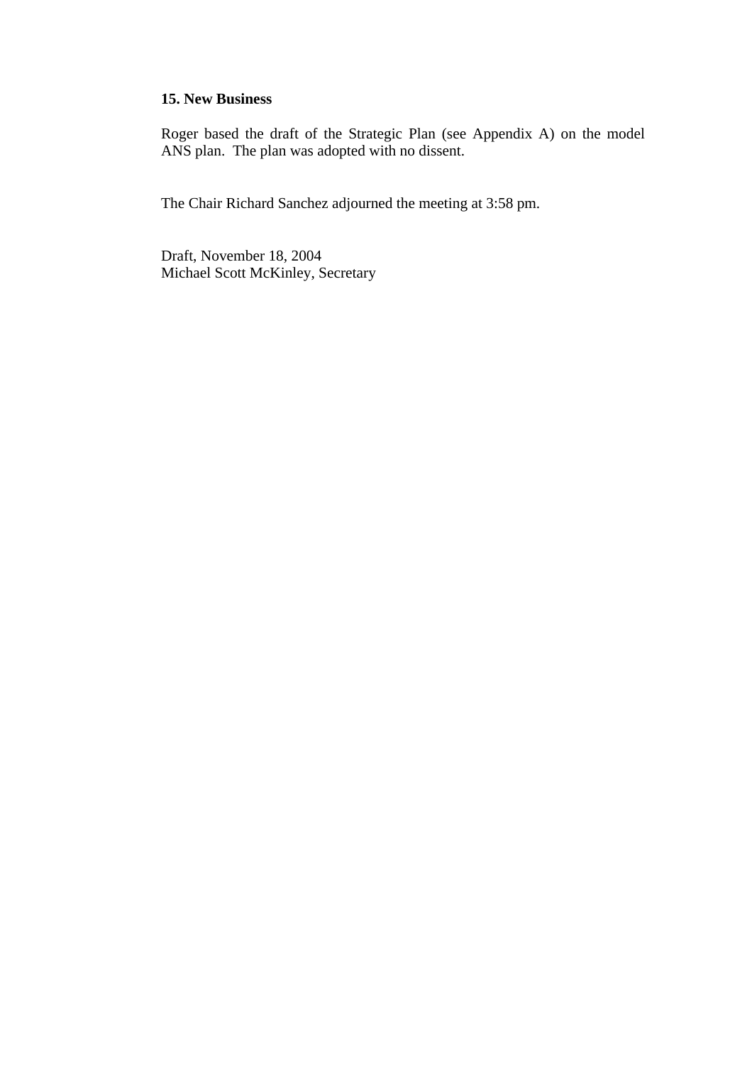**15. New Business**

Roger based the draft of the Strategic Plan (see Appendix A) on the model ANS plan. The plan was adopted with no dissent.

The Chair Richard Sanchez adjourned the meeting at 3:58 pm.

Draft, November 18, 2004
Michael Scott McKinley, Secretary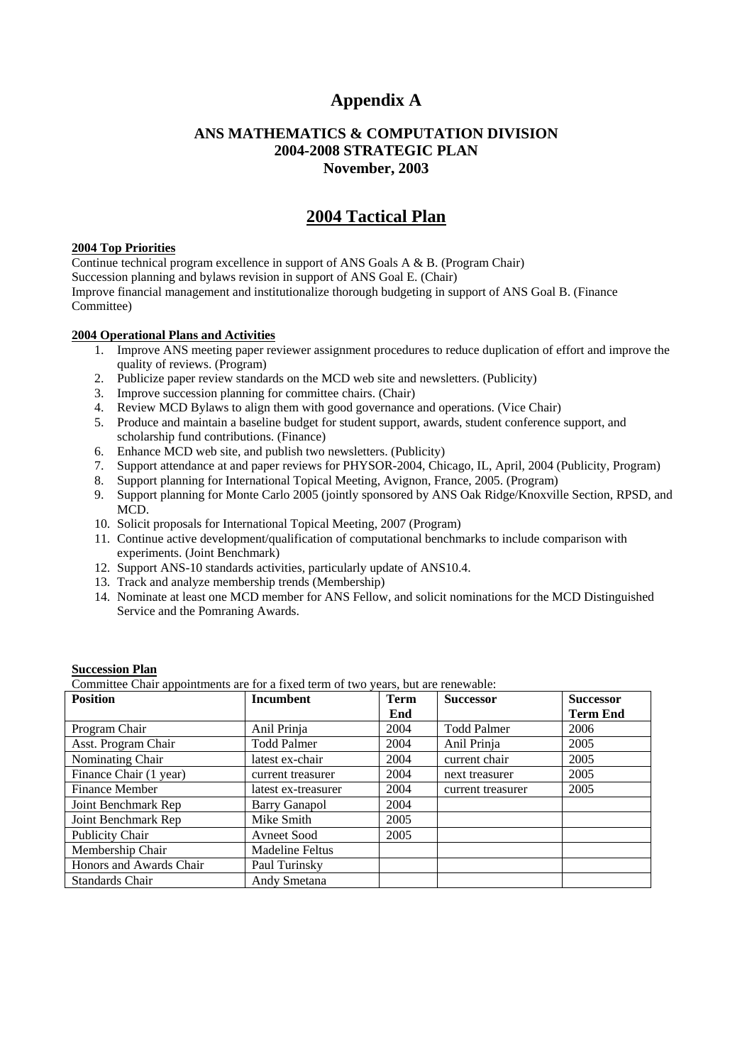# Appendix A

### ANS MATHEMATICS & COMPUTATION DIVISION
### 2004-2008 STRATEGIC PLAN
### November, 2003

## 2004 Tactical Plan

**2004 Top Priorities**

Continue technical program excellence in support of ANS Goals A & B. (Program Chair)
Succession planning and bylaws revision in support of ANS Goal E. (Chair)
Improve financial management and institutionalize thorough budgeting in support of ANS Goal B. (Finance Committee)

**2004 Operational Plans and Activities**

1. Improve ANS meeting paper reviewer assignment procedures to reduce duplication of effort and improve the quality of reviews. (Program)
2. Publicize paper review standards on the MCD web site and newsletters. (Publicity)
3. Improve succession planning for committee chairs. (Chair)
4. Review MCD Bylaws to align them with good governance and operations. (Vice Chair)
5. Produce and maintain a baseline budget for student support, awards, student conference support, and scholarship fund contributions. (Finance)
6. Enhance MCD web site, and publish two newsletters. (Publicity)
7. Support attendance at and paper reviews for PHYSOR-2004, Chicago, IL, April, 2004 (Publicity, Program)
8. Support planning for International Topical Meeting, Avignon, France, 2005. (Program)
9. Support planning for Monte Carlo 2005 (jointly sponsored by ANS Oak Ridge/Knoxville Section, RPSD, and MCD.
10. Solicit proposals for International Topical Meeting, 2007 (Program)
11. Continue active development/qualification of computational benchmarks to include comparison with experiments. (Joint Benchmark)
12. Support ANS-10 standards activities, particularly update of ANS10.4.
13. Track and analyze membership trends (Membership)
14. Nominate at least one MCD member for ANS Fellow, and solicit nominations for the MCD Distinguished Service and the Pomraning Awards.

**Succession Plan**

Committee Chair appointments are for a fixed term of two years, but are renewable:

| Position | Incumbent | Term End | Successor | Successor Term End |
|---|---|---|---|---|
| Program Chair | Anil Prinja | 2004 | Todd Palmer | 2006 |
| Asst. Program Chair | Todd Palmer | 2004 | Anil Prinja | 2005 |
| Nominating Chair | latest ex-chair | 2004 | current chair | 2005 |
| Finance Chair (1 year) | current treasurer | 2004 | next treasurer | 2005 |
| Finance Member | latest ex-treasurer | 2004 | current treasurer | 2005 |
| Joint Benchmark Rep | Barry Ganapol | 2004 | | |
| Joint Benchmark Rep | Mike Smith | 2005 | | |
| Publicity Chair | Avneet Sood | 2005 | | |
| Membership Chair | Madeline Feltus | | | |
| Honors and Awards Chair | Paul Turinsky | | | |
| Standards Chair | Andy Smetana | | | |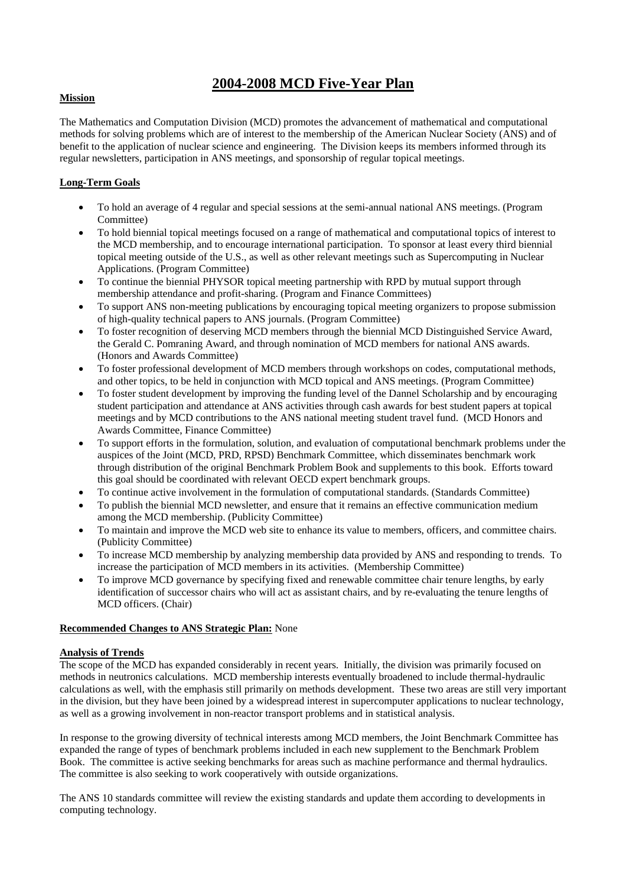# 2004-2008 MCD Five-Year Plan

**Mission**

The Mathematics and Computation Division (MCD) promotes the advancement of mathematical and computational methods for solving problems which are of interest to the membership of the American Nuclear Society (ANS) and of benefit to the application of nuclear science and engineering. The Division keeps its members informed through its regular newsletters, participation in ANS meetings, and sponsorship of regular topical meetings.

**Long-Term Goals**

- To hold an average of 4 regular and special sessions at the semi-annual national ANS meetings. (Program Committee)
- To hold biennial topical meetings focused on a range of mathematical and computational topics of interest to the MCD membership, and to encourage international participation. To sponsor at least every third biennial topical meeting outside of the U.S., as well as other relevant meetings such as Supercomputing in Nuclear Applications. (Program Committee)
- To continue the biennial PHYSOR topical meeting partnership with RPD by mutual support through membership attendance and profit-sharing. (Program and Finance Committees)
- To support ANS non-meeting publications by encouraging topical meeting organizers to propose submission of high-quality technical papers to ANS journals. (Program Committee)
- To foster recognition of deserving MCD members through the biennial MCD Distinguished Service Award, the Gerald C. Pomraning Award, and through nomination of MCD members for national ANS awards. (Honors and Awards Committee)
- To foster professional development of MCD members through workshops on codes, computational methods, and other topics, to be held in conjunction with MCD topical and ANS meetings. (Program Committee)
- To foster student development by improving the funding level of the Dannel Scholarship and by encouraging student participation and attendance at ANS activities through cash awards for best student papers at topical meetings and by MCD contributions to the ANS national meeting student travel fund. (MCD Honors and Awards Committee, Finance Committee)
- To support efforts in the formulation, solution, and evaluation of computational benchmark problems under the auspices of the Joint (MCD, PRD, RPSD) Benchmark Committee, which disseminates benchmark work through distribution of the original Benchmark Problem Book and supplements to this book. Efforts toward this goal should be coordinated with relevant OECD expert benchmark groups.
- To continue active involvement in the formulation of computational standards. (Standards Committee)
- To publish the biennial MCD newsletter, and ensure that it remains an effective communication medium among the MCD membership. (Publicity Committee)
- To maintain and improve the MCD web site to enhance its value to members, officers, and committee chairs. (Publicity Committee)
- To increase MCD membership by analyzing membership data provided by ANS and responding to trends. To increase the participation of MCD members in its activities. (Membership Committee)
- To improve MCD governance by specifying fixed and renewable committee chair tenure lengths, by early identification of successor chairs who will act as assistant chairs, and by re-evaluating the tenure lengths of MCD officers. (Chair)

**Recommended Changes to ANS Strategic Plan:** None

**Analysis of Trends**

The scope of the MCD has expanded considerably in recent years. Initially, the division was primarily focused on methods in neutronics calculations. MCD membership interests eventually broadened to include thermal-hydraulic calculations as well, with the emphasis still primarily on methods development. These two areas are still very important in the division, but they have been joined by a widespread interest in supercomputer applications to nuclear technology, as well as a growing involvement in non-reactor transport problems and in statistical analysis.

In response to the growing diversity of technical interests among MCD members, the Joint Benchmark Committee has expanded the range of types of benchmark problems included in each new supplement to the Benchmark Problem Book. The committee is active seeking benchmarks for areas such as machine performance and thermal hydraulics. The committee is also seeking to work cooperatively with outside organizations.

The ANS 10 standards committee will review the existing standards and update them according to developments in computing technology.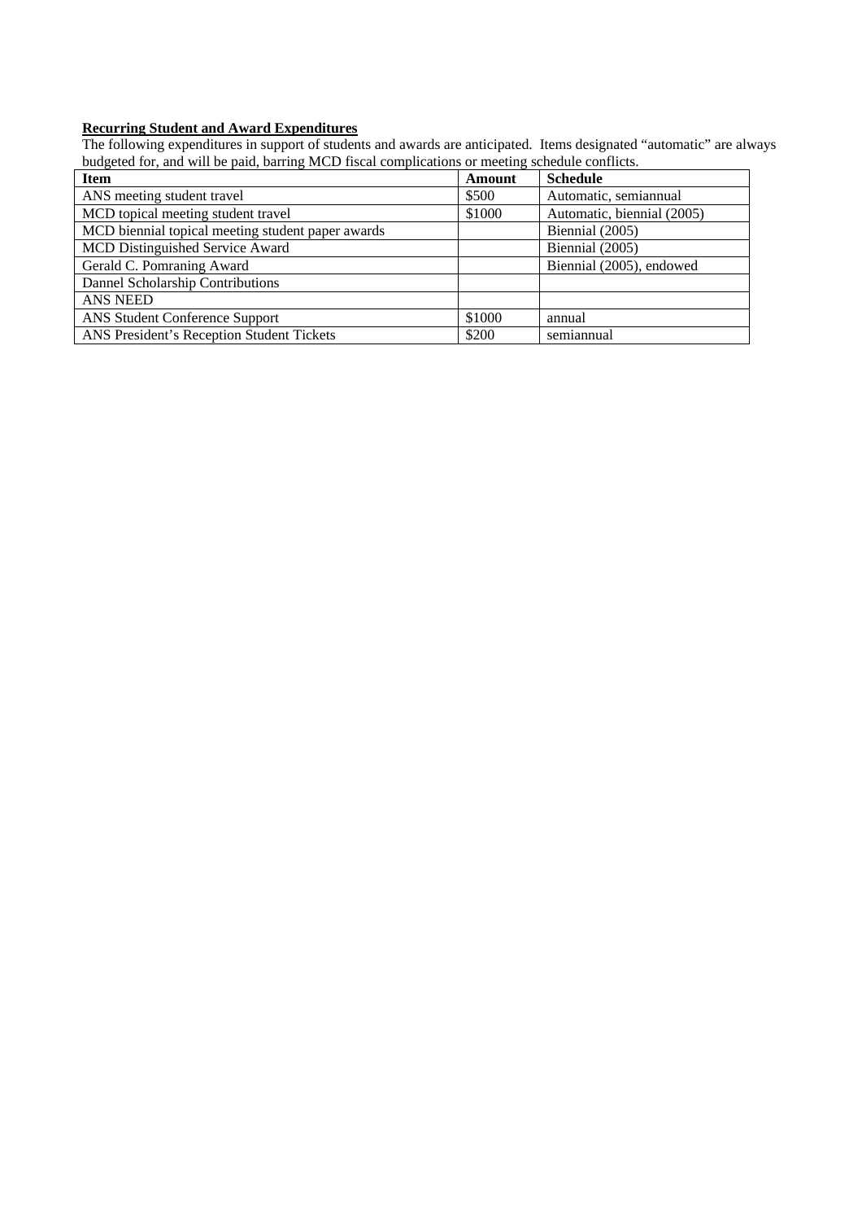**Recurring Student and Award Expenditures**

The following expenditures in support of students and awards are anticipated. Items designated "automatic" are always budgeted for, and will be paid, barring MCD fiscal complications or meeting schedule conflicts.

| Item | Amount | Schedule |
|---|---|---|
| ANS meeting student travel | \$500 | Automatic, semiannual |
| MCD topical meeting student travel | \$1000 | Automatic, biennial (2005) |
| MCD biennial topical meeting student paper awards | | Biennial (2005) |
| MCD Distinguished Service Award | | Biennial (2005) |
| Gerald C. Pomraning Award | | Biennial (2005), endowed |
| Dannel Scholarship Contributions | | |
| ANS NEED | | |
| ANS Student Conference Support | \$1000 | annual |
| ANS President's Reception Student Tickets | \$200 | semiannual |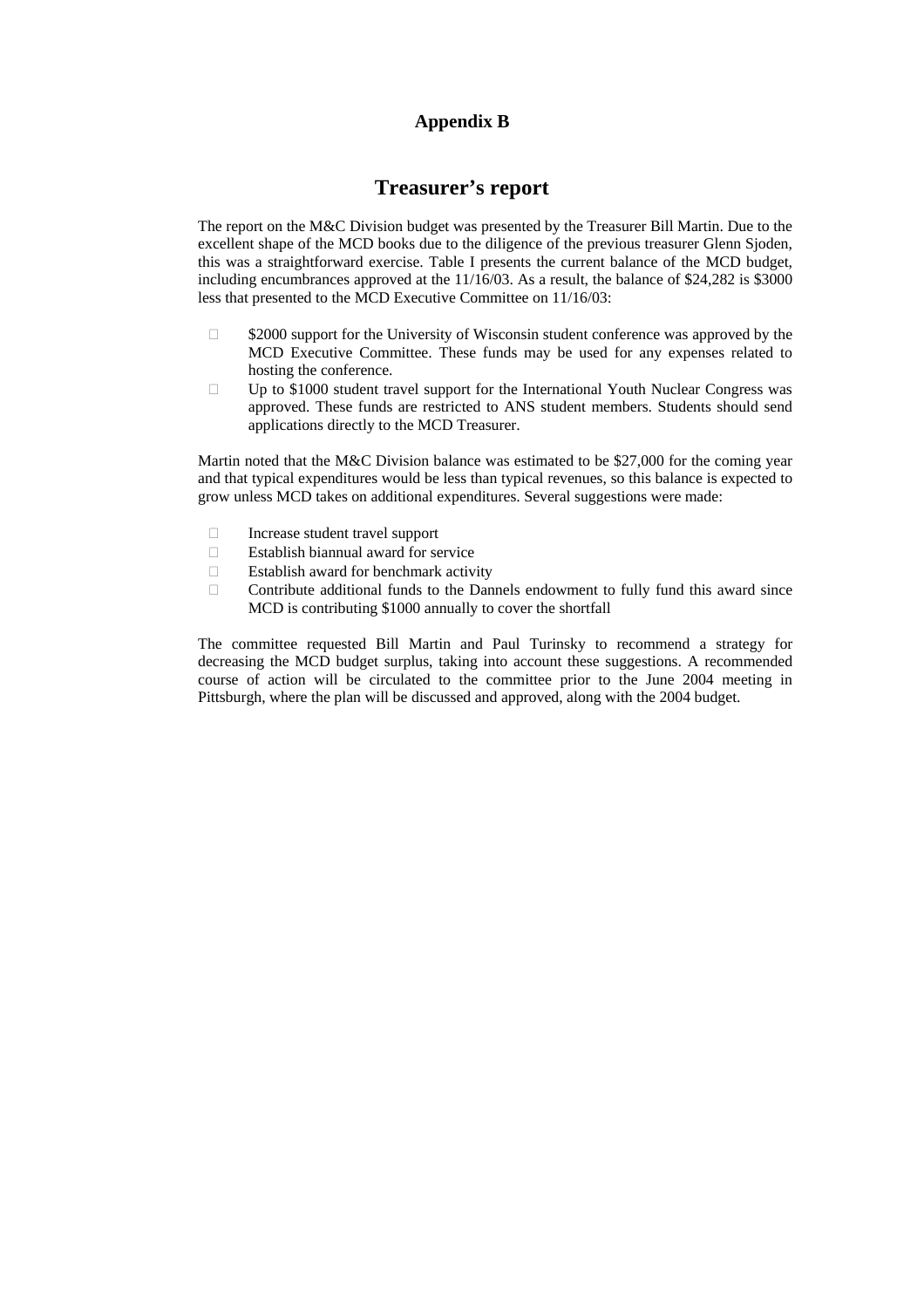# Appendix B

## Treasurer's report

The report on the M&C Division budget was presented by the Treasurer Bill Martin. Due to the excellent shape of the MCD books due to the diligence of the previous treasurer Glenn Sjoden, this was a straightforward exercise. Table I presents the current balance of the MCD budget, including encumbrances approved at the 11/16/03. As a result, the balance of $24,282 is $3000 less that presented to the MCD Executive Committee on 11/16/03:

- $2000 support for the University of Wisconsin student conference was approved by the MCD Executive Committee. These funds may be used for any expenses related to hosting the conference.
- Up to $1000 student travel support for the International Youth Nuclear Congress was approved. These funds are restricted to ANS student members. Students should send applications directly to the MCD Treasurer.

Martin noted that the M&C Division balance was estimated to be $27,000 for the coming year and that typical expenditures would be less than typical revenues, so this balance is expected to grow unless MCD takes on additional expenditures. Several suggestions were made:

- Increase student travel support
- Establish biannual award for service
- Establish award for benchmark activity
- Contribute additional funds to the Dannels endowment to fully fund this award since MCD is contributing $1000 annually to cover the shortfall

The committee requested Bill Martin and Paul Turinsky to recommend a strategy for decreasing the MCD budget surplus, taking into account these suggestions. A recommended course of action will be circulated to the committee prior to the June 2004 meeting in Pittsburgh, where the plan will be discussed and approved, along with the 2004 budget.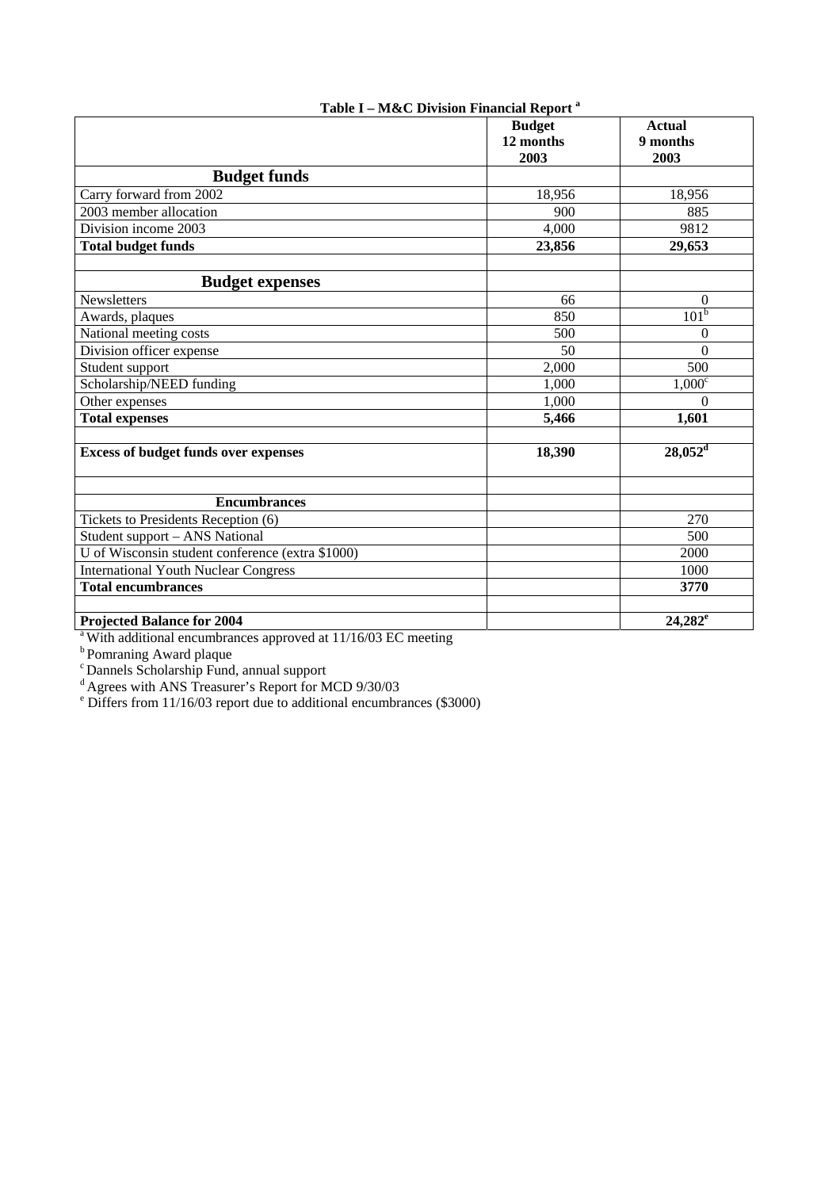**Table I – M&C Division Financial Report [a]**

| | Budget 12 months 2003 | Actual 9 months 2003 |
|---|---|---|
| **Budget funds** | | |
| Carry forward from 2002 | 18,956 | 18,956 |
| 2003 member allocation | 900 | 885 |
| Division income 2003 | 4,000 | 9812 |
| **Total budget funds** | **23,856** | **29,653** |
| | | |
| **Budget expenses** | | |
| Newsletters | 66 | 0 |
| Awards, plaques | 850 | 101[b] |
| National meeting costs | 500 | 0 |
| Division officer expense | 50 | 0 |
| Student support | 2,000 | 500 |
| Scholarship/NEED funding | 1,000 | 1,000[c] |
| Other expenses | 1,000 | 0 |
| **Total expenses** | **5,466** | **1,601** |
| | | |
| **Excess of budget funds over expenses** | **18,390** | **28,052[d]** |
| | | |
| **Encumbrances** | | |
| Tickets to Presidents Reception (6) | | 270 |
| Student support – ANS National | | 500 |
| U of Wisconsin student conference (extra $1000) | | 2000 |
| International Youth Nuclear Congress | | 1000 |
| **Total encumbrances** | | **3770** |
| | | |
| **Projected Balance for 2004** | | **24,282[e]** |

[a] With additional encumbrances approved at 11/16/03 EC meeting
[b] Pomraning Award plaque
[c] Dannels Scholarship Fund, annual support
[d] Agrees with ANS Treasurer's Report for MCD 9/30/03
[e] Differs from 11/16/03 report due to additional encumbrances ($3000)